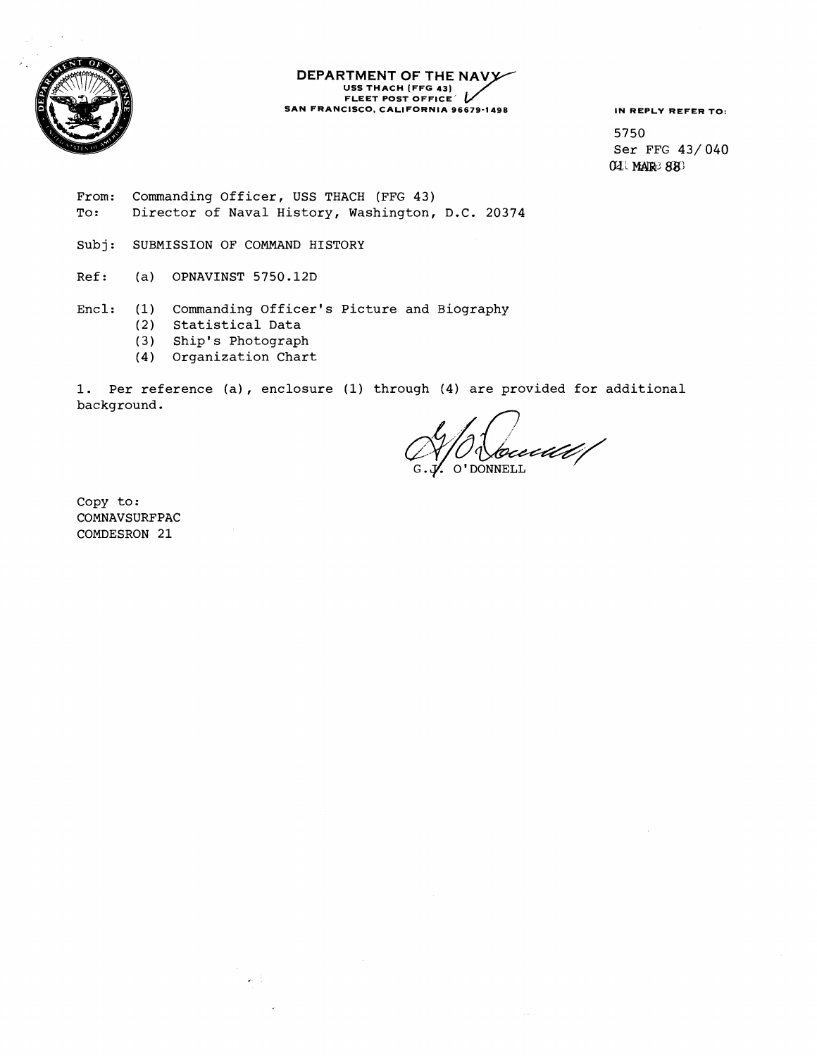DEPARTMENT OF THE NAVY
USS THACH (FFG 43)
FLEET POST OFFICE
SAN FRANCISCO, CALIFORNIA 96679-1498

IN REPLY REFER TO:

5750
Ser FFG 43/040
04 MAR 88

From: Commanding Officer, USS THACH (FFG 43)
To: Director of Naval History, Washington, D.C. 20374

Subj: SUBMISSION OF COMMAND HISTORY

Ref: (a) OPNAVINST 5750.12D

Encl: (1) Commanding Officer's Picture and Biography
(2) Statistical Data
(3) Ship's Photograph
(4) Organization Chart

1. Per reference (a), enclosure (1) through (4) are provided for additional background.

G.J. O'DONNELL

Copy to:
COMNAVSURFPAC
COMDESRON 21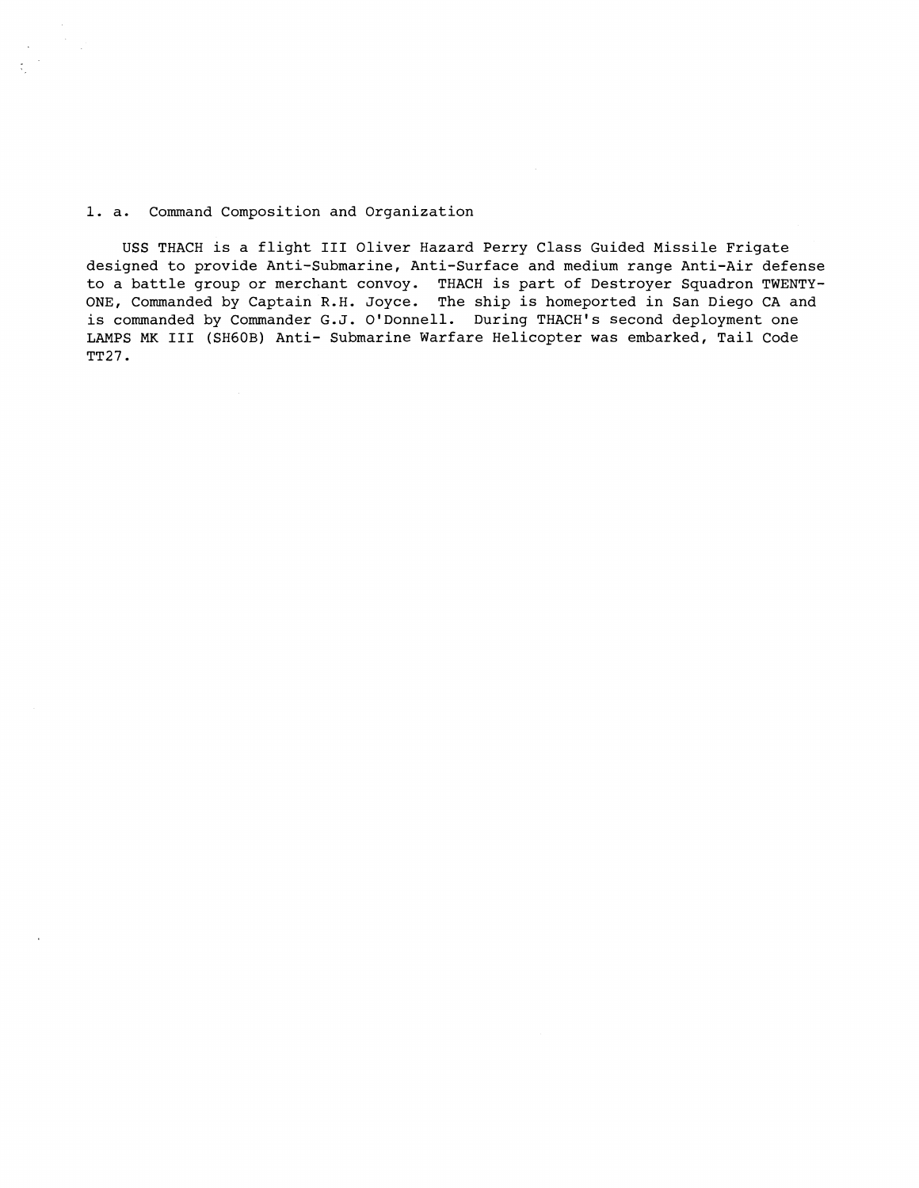## 1. a. Command Composition and Organization

USS THACH is a flight III Oliver Hazard Perry Class Guided Missile Frigate designed to provide Anti-Submarine, Anti-Surface and medium range Anti-Air defense to a battle group or merchant convoy. THACH is part of Destroyer Squadron TWENTY-ONE, Commanded by Captain R.H. Joyce. The ship is homeported in San Diego CA and is commanded by Commander G.J. O'Donnell. During THACH's second deployment one LAMPS MK III (SH60B) Anti- Submarine Warfare Helicopter was embarked, Tail Code TT27.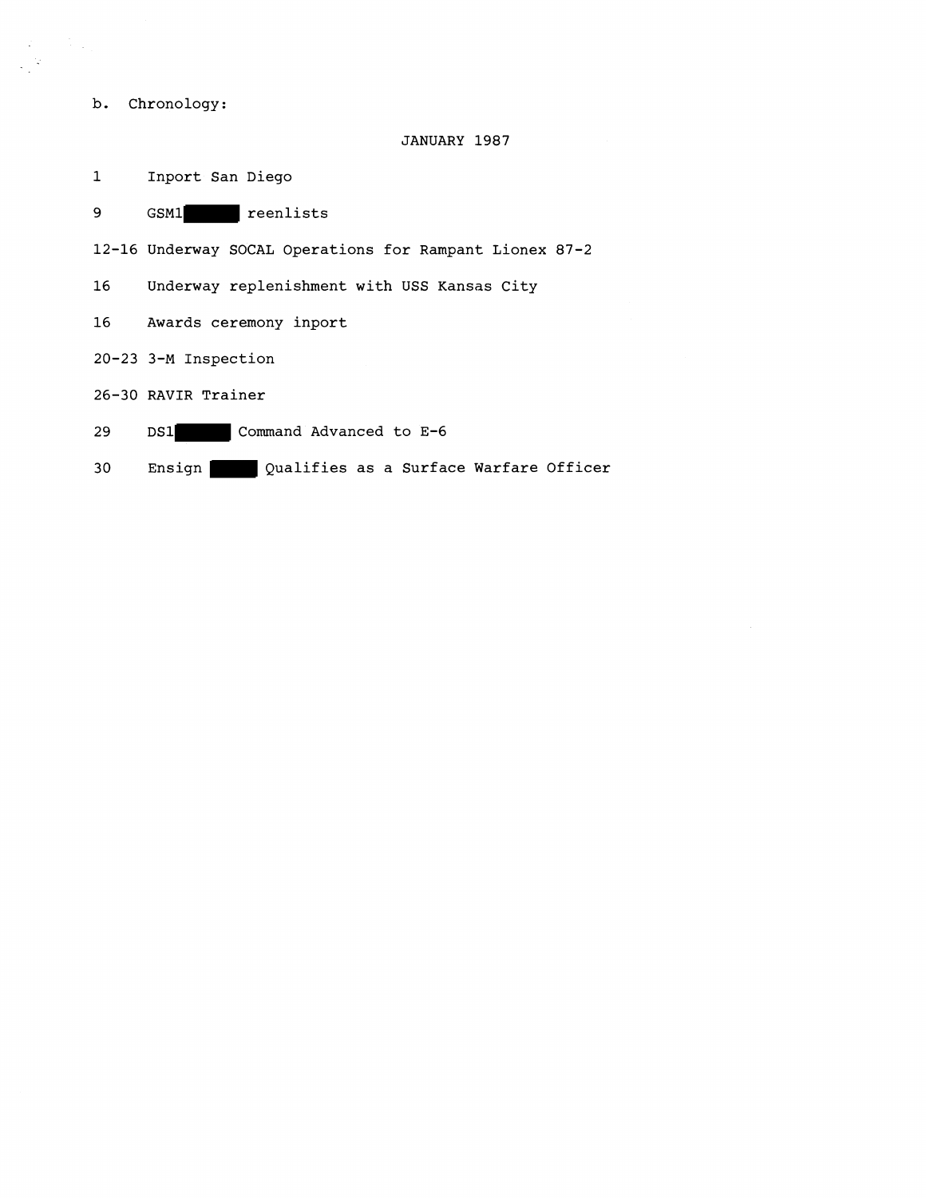b. Chronology:

JANUARY 1987

| | |
|---|---|
| 1 | Inport San Diego |
| 9 | GSM1 ██████ reenlists |
| 12-16 | Underway SOCAL Operations for Rampant Lionex 87-2 |
| 16 | Underway replenishment with USS Kansas City |
| 16 | Awards ceremony inport |
| 20-23 | 3-M Inspection |
| 26-30 | RAVIR Trainer |
| 29 | DS1 ██████ Command Advanced to E-6 |
| 30 | Ensign █████ Qualifies as a Surface Warfare Officer |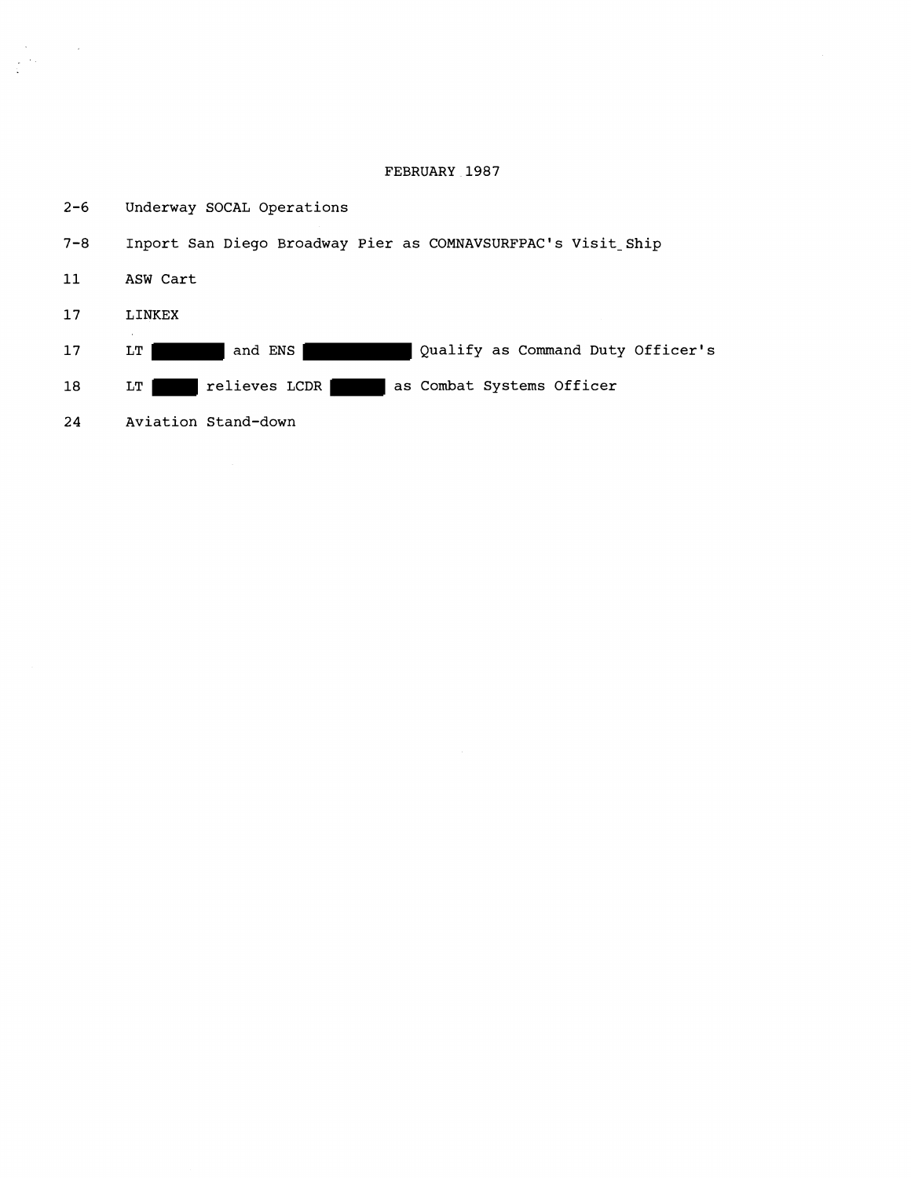# FEBRUARY 1987

| | |
|---|---|
| 2-6 | Underway SOCAL Operations |
| 7-8 | Inport San Diego Broadway Pier as COMNAVSURFPAC's Visit_Ship |
| 11 | ASW Cart |
| 17 | LINKEX |
| 17 | LT ██████ and ENS ██████ Qualify as Command Duty Officer's |
| 18 | LT ██████ relieves LCDR ██████ as Combat Systems Officer |
| 24 | Aviation Stand-down |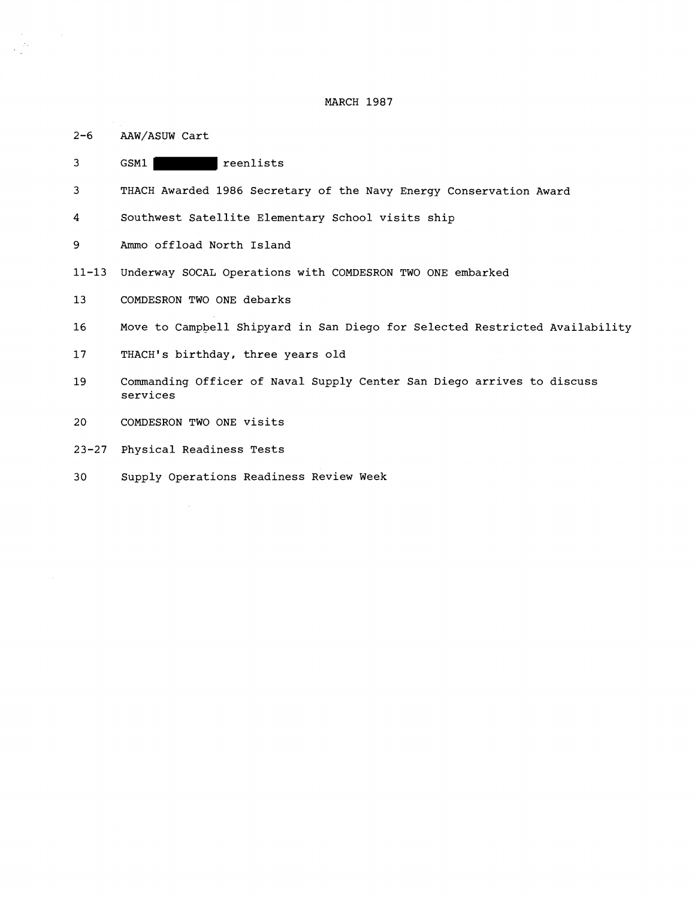# MARCH 1987

| | |
|---|---|
| 2-6 | AAW/ASUW Cart |
| 3 | GSM1 ██████ reenlists |
| 3 | THACH Awarded 1986 Secretary of the Navy Energy Conservation Award |
| 4 | Southwest Satellite Elementary School visits ship |
| 9 | Ammo offload North Island |
| 11-13 | Underway SOCAL Operations with COMDESRON TWO ONE embarked |
| 13 | COMDESRON TWO ONE debarks |
| 16 | Move to Campbell Shipyard in San Diego for Selected Restricted Availability |
| 17 | THACH's birthday, three years old |
| 19 | Commanding Officer of Naval Supply Center San Diego arrives to discuss services |
| 20 | COMDESRON TWO ONE visits |
| 23-27 | Physical Readiness Tests |
| 30 | Supply Operations Readiness Review Week |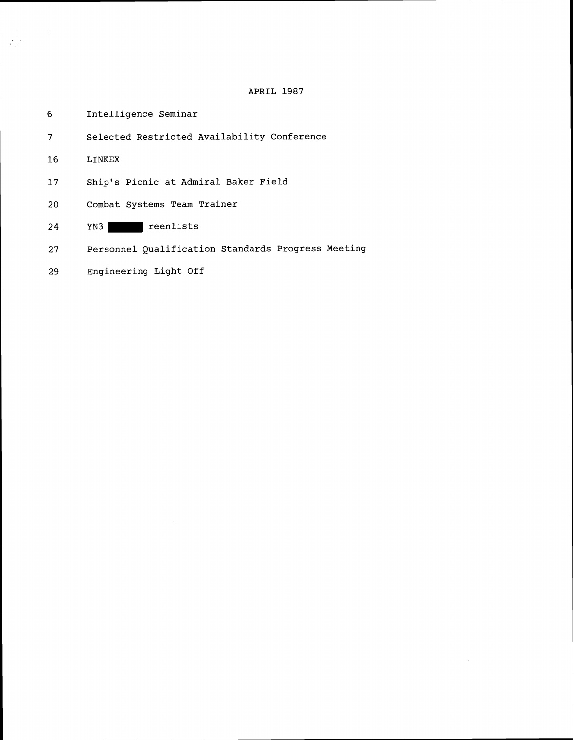APRIL 1987

| | |
|---|---|
| 6 | Intelligence Seminar |
| 7 | Selected Restricted Availability Conference |
| 16 | LINKEX |
| 17 | Ship's Picnic at Admiral Baker Field |
| 20 | Combat Systems Team Trainer |
| 24 | YN3 ██████ reenlists |
| 27 | Personnel Qualification Standards Progress Meeting |
| 29 | Engineering Light Off |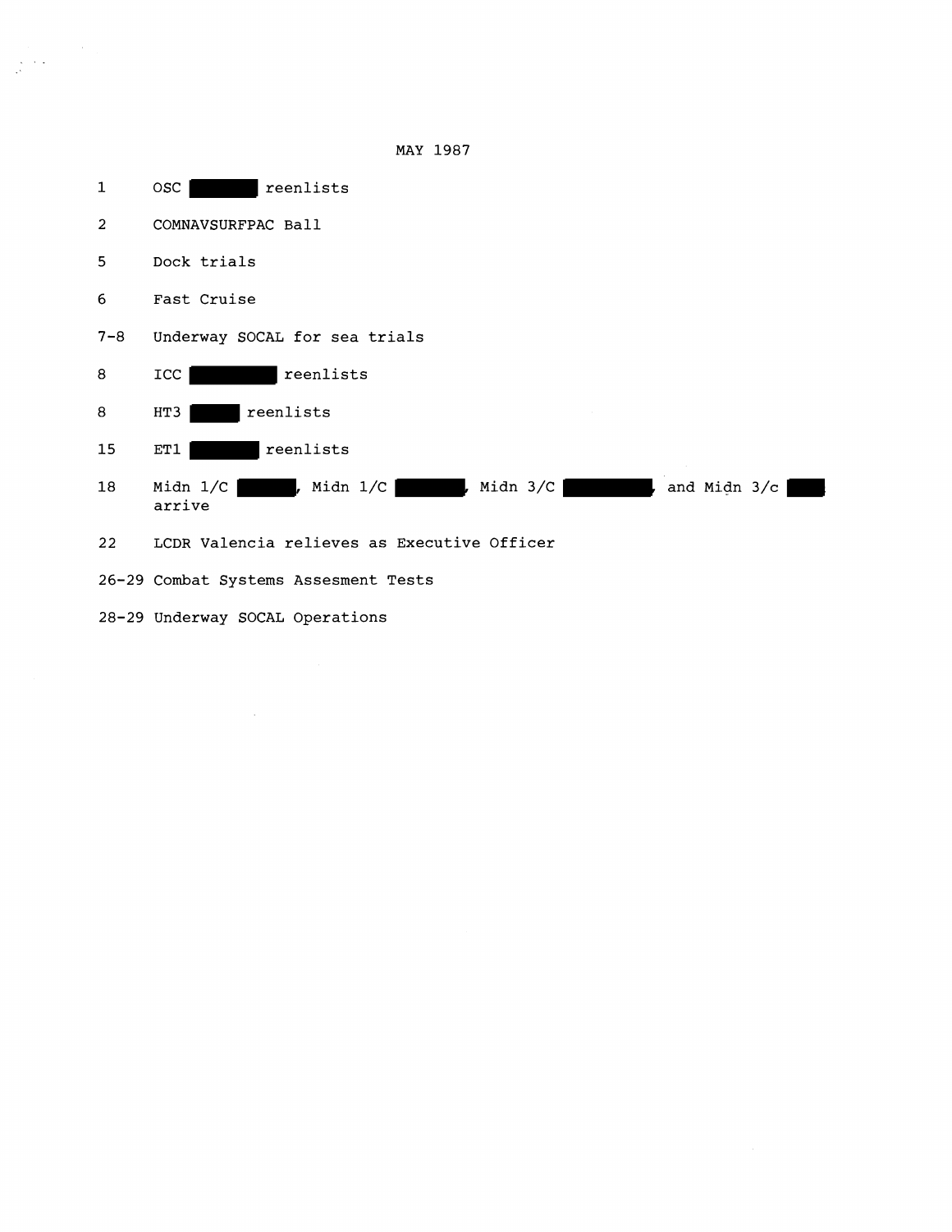MAY 1987

| | |
|---|---|
| 1 | OSC ██████ reenlists |
| 2 | COMNAVSURFPAC Ball |
| 5 | Dock trials |
| 6 | Fast Cruise |
| 7-8 | Underway SOCAL for sea trials |
| 8 | ICC ████████ reenlists |
| 8 | HT3 █████ reenlists |
| 15 | ET1 ███████ reenlists |
| 18 | Midn 1/C ██████, Midn 1/C ███████, Midn 3/C █████████, and Midn 3/c ████ arrive |
| 22 | LCDR Valencia relieves as Executive Officer |
| 26-29 | Combat Systems Assesment Tests |
| 28-29 | Underway SOCAL Operations |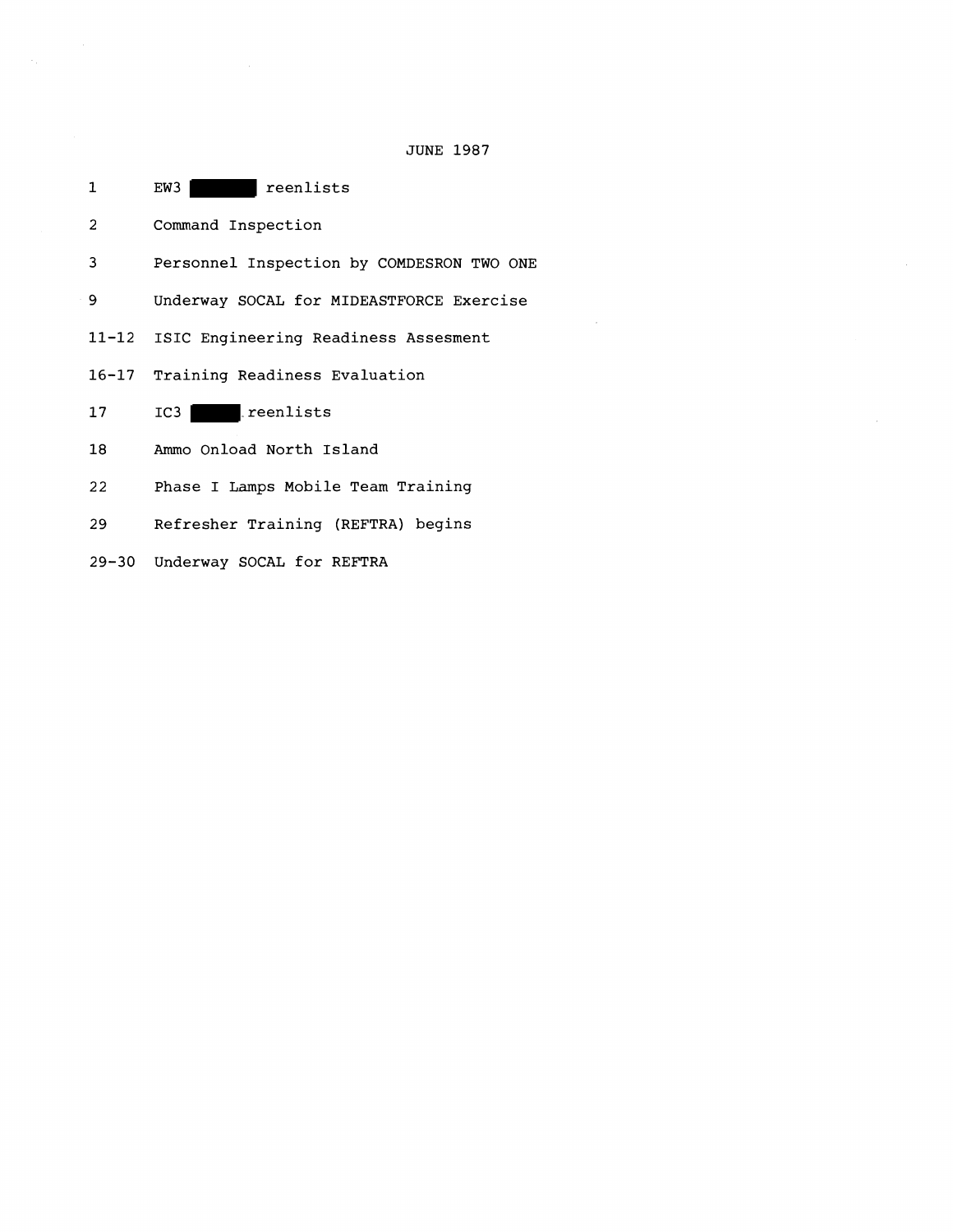# JUNE 1987

| | |
|---|---|
| 1 | EW3 ██████ reenlists |
| 2 | Command Inspection |
| 3 | Personnel Inspection by COMDESRON TWO ONE |
| 9 | Underway SOCAL for MIDEASTFORCE Exercise |
| 11-12 | ISIC Engineering Readiness Assesment |
| 16-17 | Training Readiness Evaluation |
| 17 | IC3 █████ reenlists |
| 18 | Ammo Onload North Island |
| 22 | Phase I Lamps Mobile Team Training |
| 29 | Refresher Training (REFTRA) begins |
| 29-30 | Underway SOCAL for REFTRA |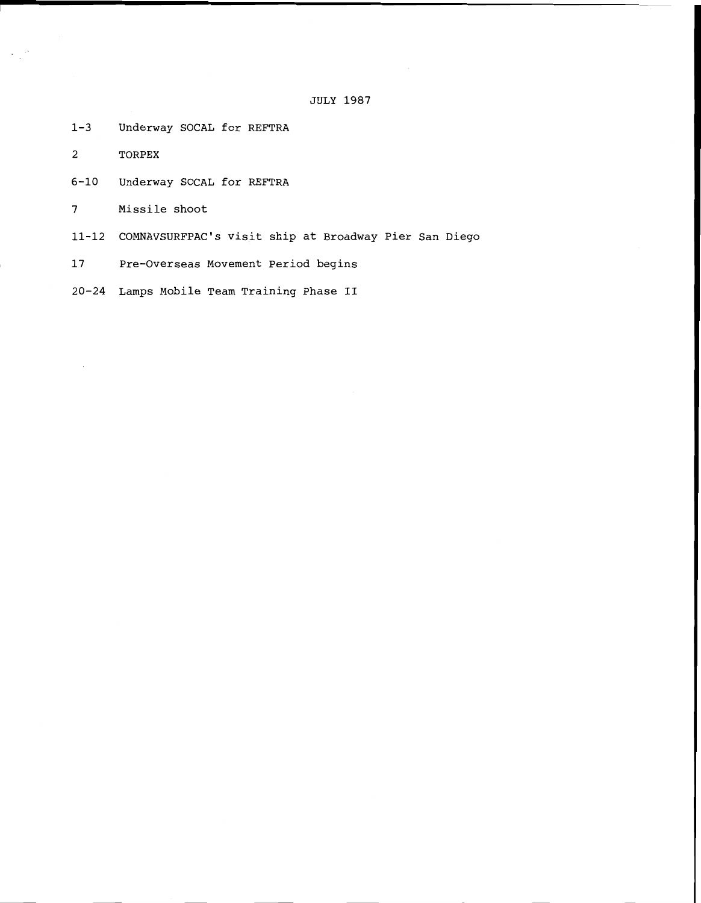# JULY 1987

| | |
|---|---|
| 1-3 | Underway SOCAL for REFTRA |
| 2 | TORPEX |
| 6-10 | Underway SOCAL for REFTRA |
| 7 | Missile shoot |
| 11-12 | COMNAVSURFPAC's visit ship at Broadway Pier San Diego |
| 17 | Pre-Overseas Movement Period begins |
| 20-24 | Lamps Mobile Team Training Phase II |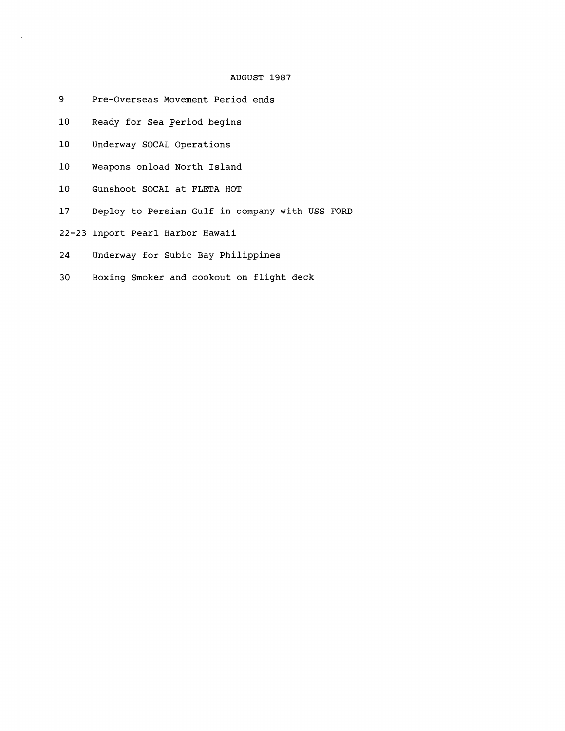# AUGUST 1987

| | |
|---|---|
| 9 | Pre-Overseas Movement Period ends |
| 10 | Ready for Sea Period begins |
| 10 | Underway SOCAL Operations |
| 10 | Weapons onload North Island |
| 10 | Gunshoot SOCAL at FLETA HOT |
| 17 | Deploy to Persian Gulf in company with USS FORD |
| 22-23 | Inport Pearl Harbor Hawaii |
| 24 | Underway for Subic Bay Philippines |
| 30 | Boxing Smoker and cookout on flight deck |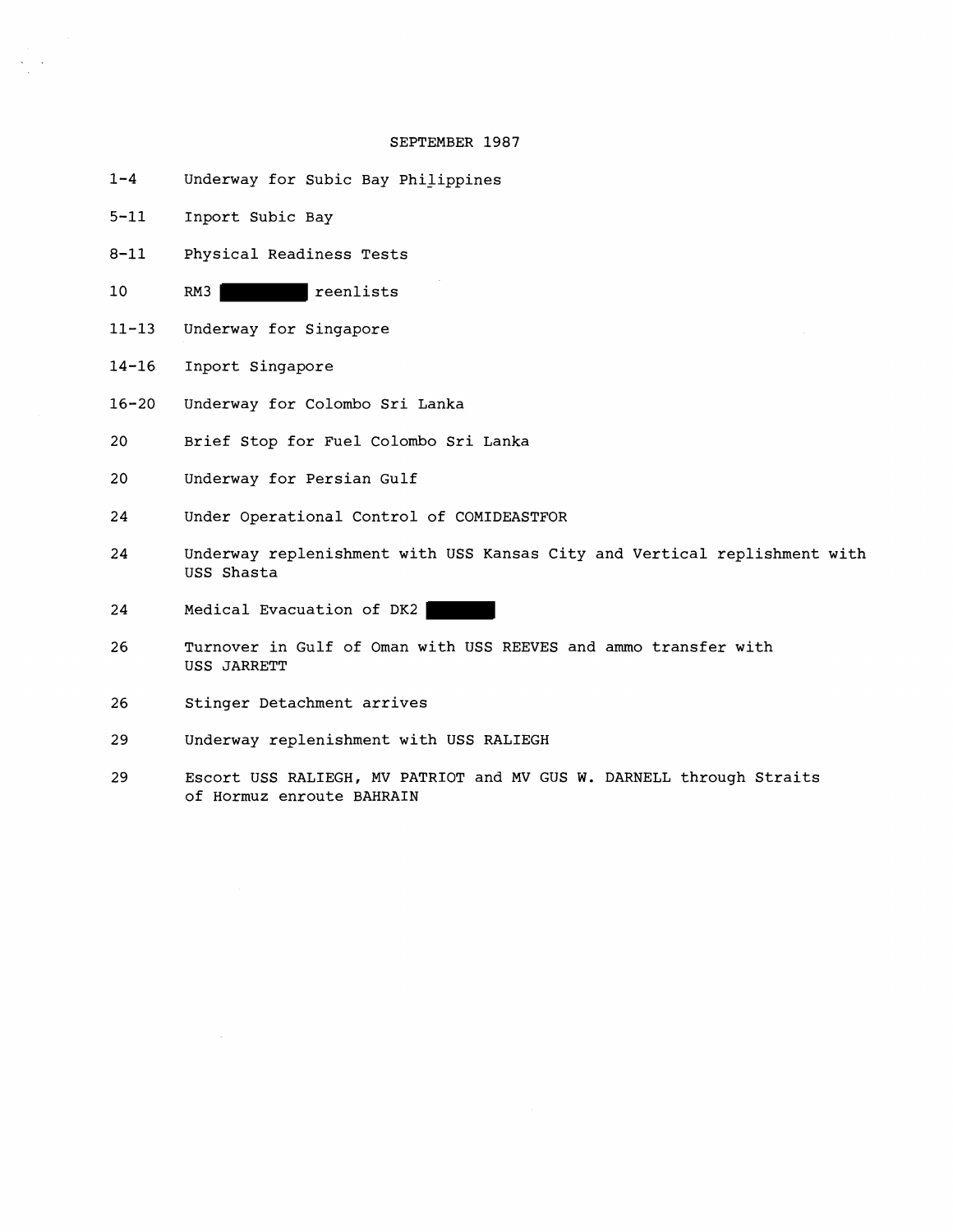## SEPTEMBER 1987

| | |
|---|---|
| 1-4 | Underway for Subic Bay Philippines |
| 5-11 | Inport Subic Bay |
| 8-11 | Physical Readiness Tests |
| 10 | RM3 ██████ reenlists |
| 11-13 | Underway for Singapore |
| 14-16 | Inport Singapore |
| 16-20 | Underway for Colombo Sri Lanka |
| 20 | Brief Stop for Fuel Colombo Sri Lanka |
| 20 | Underway for Persian Gulf |
| 24 | Under Operational Control of COMIDEASTFOR |
| 24 | Underway replenishment with USS Kansas City and Vertical replishment with USS Shasta |
| 24 | Medical Evacuation of DK2 ██████ |
| 26 | Turnover in Gulf of Oman with USS REEVES and ammo transfer with USS JARRETT |
| 26 | Stinger Detachment arrives |
| 29 | Underway replenishment with USS RALIEGH |
| 29 | Escort USS RALIEGH, MV PATRIOT and MV GUS W. DARNELL through Straits of Hormuz enroute BAHRAIN |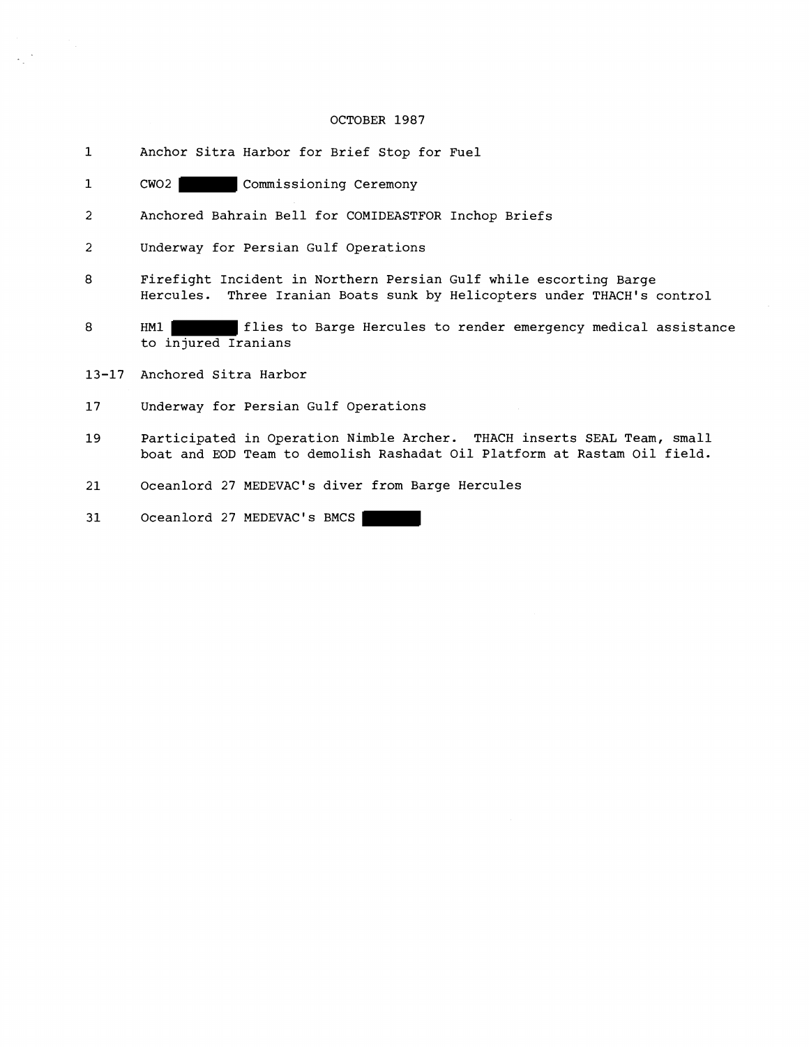# OCTOBER 1987

| | |
|---|---|
| 1 | Anchor Sitra Harbor for Brief Stop for Fuel |
| 1 | CWO2 ██████ Commissioning Ceremony |
| 2 | Anchored Bahrain Bell for COMIDEASTFOR Inchop Briefs |
| 2 | Underway for Persian Gulf Operations |
| 8 | Firefight Incident in Northern Persian Gulf while escorting Barge Hercules. Three Iranian Boats sunk by Helicopters under THACH's control |
| 8 | HM1 ██████ flies to Barge Hercules to render emergency medical assistance to injured Iranians |
| 13-17 | Anchored Sitra Harbor |
| 17 | Underway for Persian Gulf Operations |
| 19 | Participated in Operation Nimble Archer. THACH inserts SEAL Team, small boat and EOD Team to demolish Rashadat Oil Platform at Rastam Oil field. |
| 21 | Oceanlord 27 MEDEVAC's diver from Barge Hercules |
| 31 | Oceanlord 27 MEDEVAC's BMCS ██████ |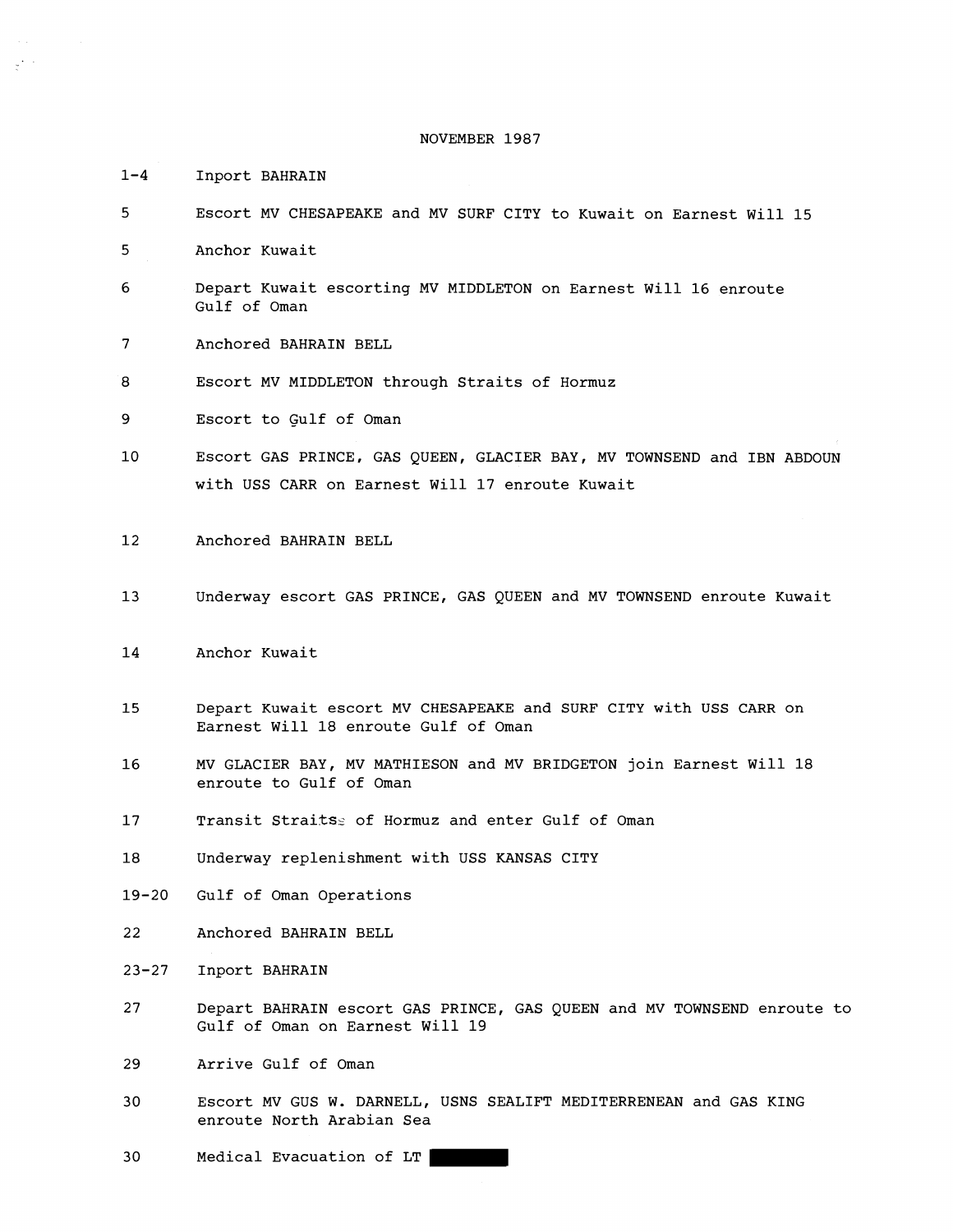# NOVEMBER 1987

| | |
|---|---|
| 1-4 | Inport BAHRAIN |
| 5 | Escort MV CHESAPEAKE and MV SURF CITY to Kuwait on Earnest Will 15 |
| 5 | Anchor Kuwait |
| 6 | Depart Kuwait escorting MV MIDDLETON on Earnest Will 16 enroute Gulf of Oman |
| 7 | Anchored BAHRAIN BELL |
| 8 | Escort MV MIDDLETON through Straits of Hormuz |
| 9 | Escort to Gulf of Oman |
| 10 | Escort GAS PRINCE, GAS QUEEN, GLACIER BAY, MV TOWNSEND and IBN ABDOUN with USS CARR on Earnest Will 17 enroute Kuwait |
| 12 | Anchored BAHRAIN BELL |
| 13 | Underway escort GAS PRINCE, GAS QUEEN and MV TOWNSEND enroute Kuwait |
| 14 | Anchor Kuwait |
| 15 | Depart Kuwait escort MV CHESAPEAKE and SURF CITY with USS CARR on Earnest Will 18 enroute Gulf of Oman |
| 16 | MV GLACIER BAY, MV MATHIESON and MV BRIDGETON join Earnest Will 18 enroute to Gulf of Oman |
| 17 | Transit Straits of Hormuz and enter Gulf of Oman |
| 18 | Underway replenishment with USS KANSAS CITY |
| 19-20 | Gulf of Oman Operations |
| 22 | Anchored BAHRAIN BELL |
| 23-27 | Inport BAHRAIN |
| 27 | Depart BAHRAIN escort GAS PRINCE, GAS QUEEN and MV TOWNSEND enroute to Gulf of Oman on Earnest Will 19 |
| 29 | Arrive Gulf of Oman |
| 30 | Escort MV GUS W. DARNELL, USNS SEALIFT MEDITERRENEAN and GAS KING enroute North Arabian Sea |
| 30 | Medical Evacuation of LT [redacted] |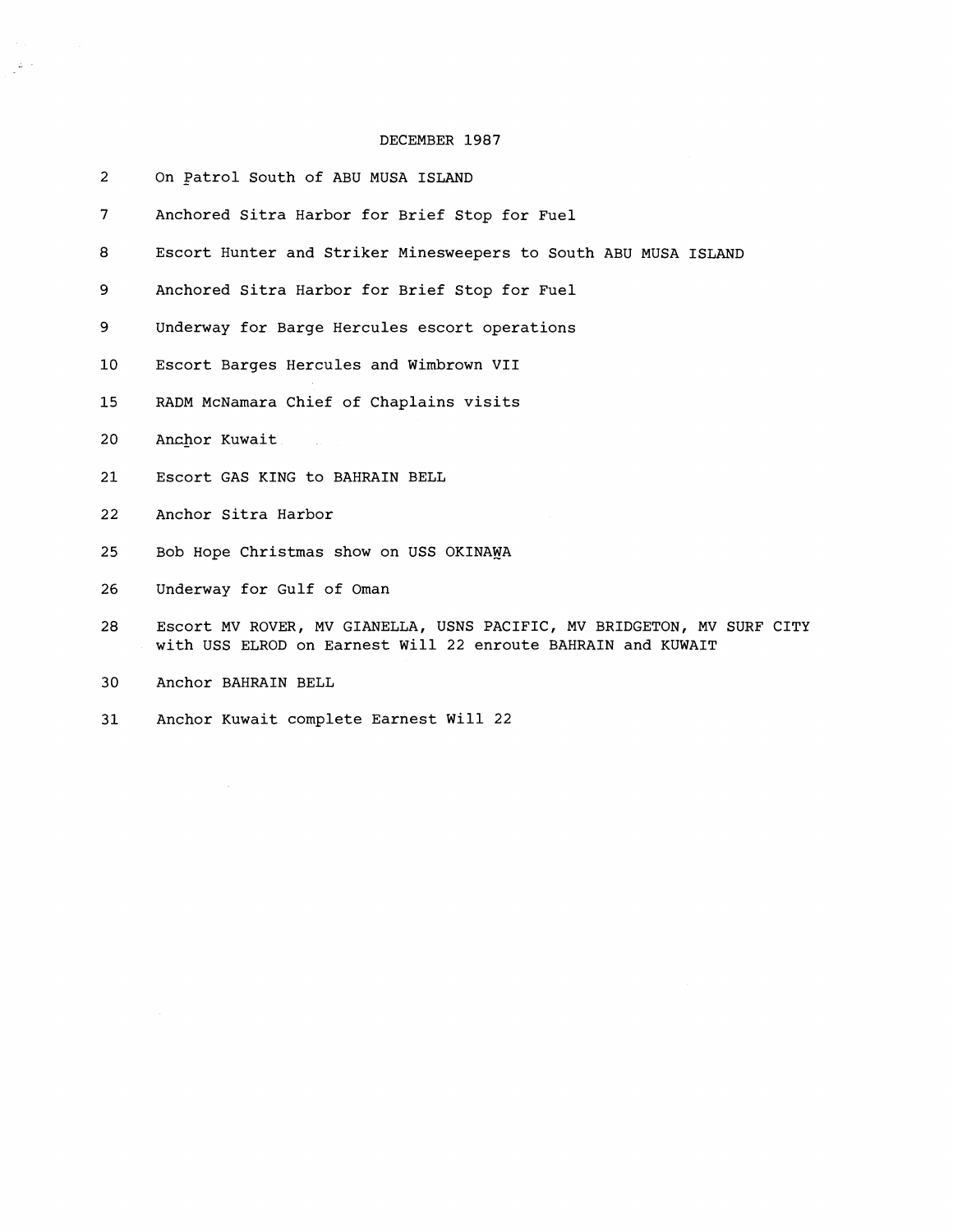# DECEMBER 1987

| | |
|---|---|
| 2 | On Patrol South of ABU MUSA ISLAND |
| 7 | Anchored Sitra Harbor for Brief Stop for Fuel |
| 8 | Escort Hunter and Striker Minesweepers to South ABU MUSA ISLAND |
| 9 | Anchored Sitra Harbor for Brief Stop for Fuel |
| 9 | Underway for Barge Hercules escort operations |
| 10 | Escort Barges Hercules and Wimbrown VII |
| 15 | RADM McNamara Chief of Chaplains visits |
| 20 | Anchor Kuwait |
| 21 | Escort GAS KING to BAHRAIN BELL |
| 22 | Anchor Sitra Harbor |
| 25 | Bob Hope Christmas show on USS OKINAWA |
| 26 | Underway for Gulf of Oman |
| 28 | Escort MV ROVER, MV GIANELLA, USNS PACIFIC, MV BRIDGETON, MV SURF CITY with USS ELROD on Earnest Will 22 enroute BAHRAIN and KUWAIT |
| 30 | Anchor BAHRAIN BELL |
| 31 | Anchor Kuwait complete Earnest Will 22 |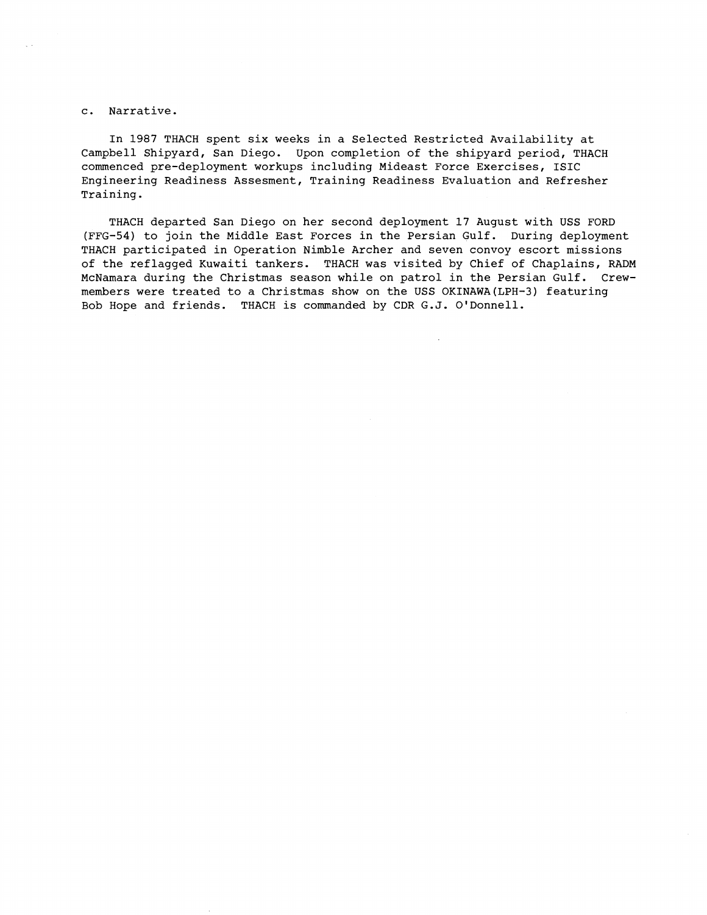c. Narrative.

In 1987 THACH spent six weeks in a Selected Restricted Availability at Campbell Shipyard, San Diego. Upon completion of the shipyard period, THACH commenced pre-deployment workups including Mideast Force Exercises, ISIC Engineering Readiness Assesment, Training Readiness Evaluation and Refresher Training.

THACH departed San Diego on her second deployment 17 August with USS FORD (FFG-54) to join the Middle East Forces in the Persian Gulf. During deployment THACH participated in Operation Nimble Archer and seven convoy escort missions of the reflagged Kuwaiti tankers. THACH was visited by Chief of Chaplains, RADM McNamara during the Christmas season while on patrol in the Persian Gulf. Crewmembers were treated to a Christmas show on the USS OKINAWA(LPH-3) featuring Bob Hope and friends. THACH is commanded by CDR G.J. O'Donnell.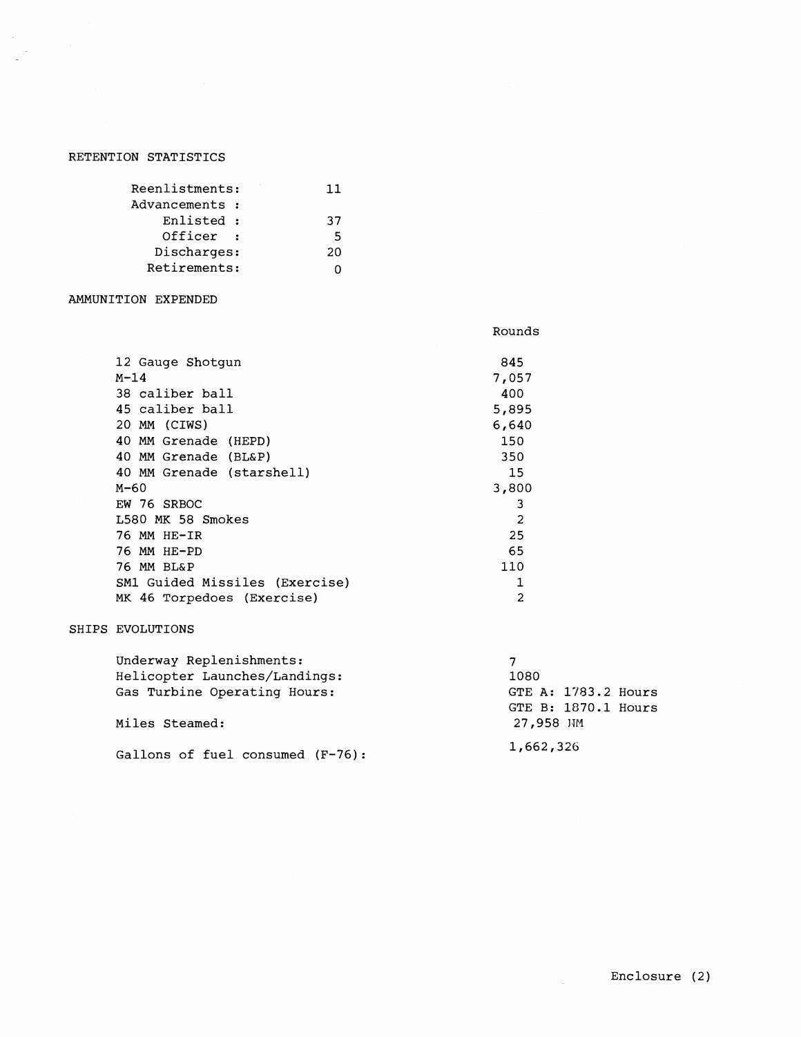## RETENTION STATISTICS

| | |
|---|---|
| Reenlistments: | 11 |
| Advancements : | |
| Enlisted : | 37 |
| Officer : | 5 |
| Discharges: | 20 |
| Retirements: | 0 |

## AMMUNITION EXPENDED

| | Rounds |
|---|---|
| 12 Gauge Shotgun | 845 |
| M-14 | 7,057 |
| 38 caliber ball | 400 |
| 45 caliber ball | 5,895 |
| 20 MM (CIWS) | 6,640 |
| 40 MM Grenade (HEPD) | 150 |
| 40 MM Grenade (BL&P) | 350 |
| 40 MM Grenade (starshell) | 15 |
| M-60 | 3,800 |
| EW 76 SRBOC | 3 |
| L580 MK 58 Smokes | 2 |
| 76 MM HE-IR | 25 |
| 76 MM HE-PD | 65 |
| 76 MM BL&P | 110 |
| SM1 Guided Missiles (Exercise) | 1 |
| MK 46 Torpedoes (Exercise) | 2 |

## SHIPS EVOLUTIONS

| | |
|---|---|
| Underway Replenishments: | 7 |
| Helicopter Launches/Landings: | 1080 |
| Gas Turbine Operating Hours: | GTE A: 1783.2 Hours<br>GTE B: 1870.1 Hours |
| Miles Steamed: | 27,958 NM |
| Gallons of fuel consumed (F-76): | 1,662,326 |

Enclosure (2)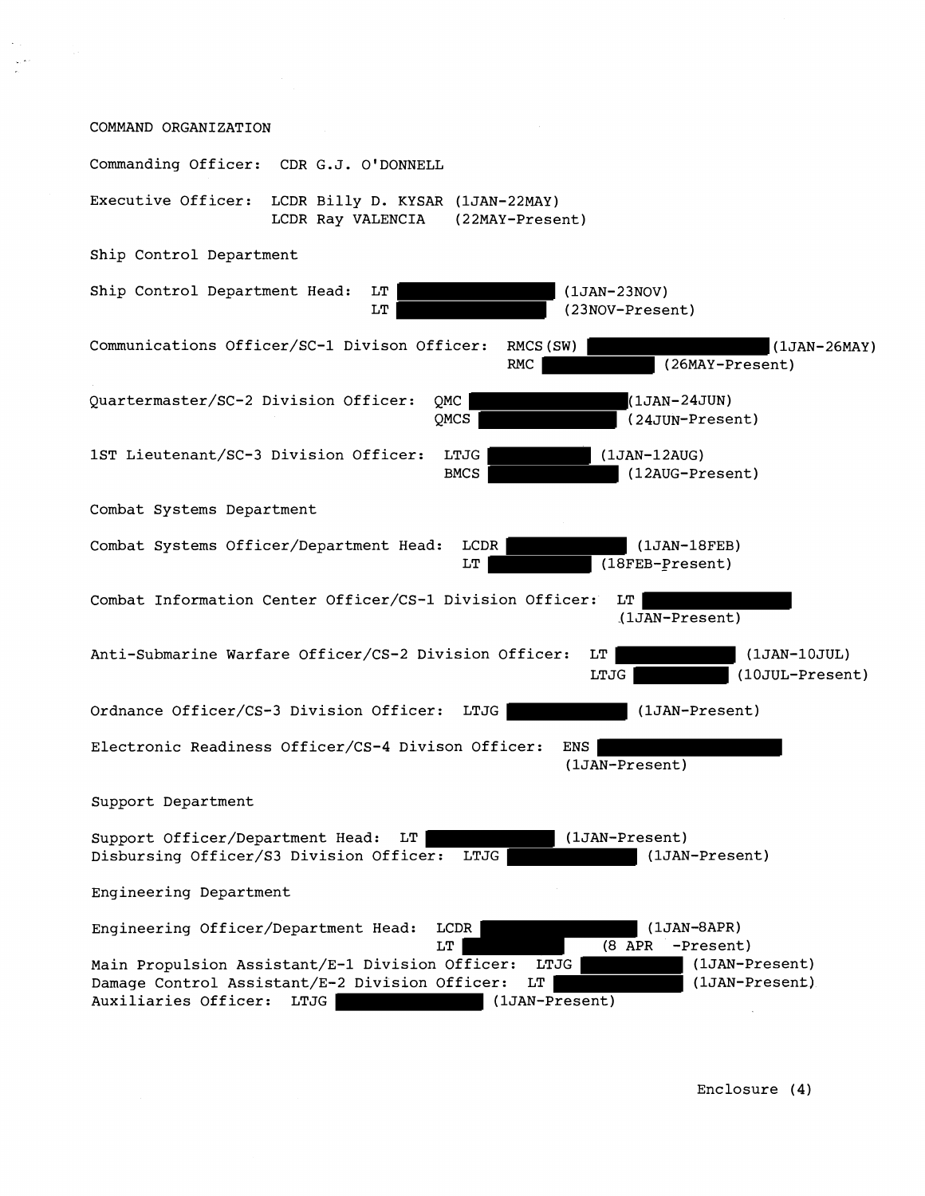COMMAND ORGANIZATION

Commanding Officer: CDR G.J. O'DONNELL

Executive Officer: LCDR Billy D. KYSAR (1JAN-22MAY)
LCDR Ray VALENCIA (22MAY-Present)

Ship Control Department

Ship Control Department Head: LT ██████ (1JAN-23NOV)
LT ██████ (23NOV-Present)

Communications Officer/SC-1 Divison Officer: RMCS(SW) ██████ (1JAN-26MAY)
RMC ██████ (26MAY-Present)

Quartermaster/SC-2 Division Officer: QMC ██████ (1JAN-24JUN)
QMCS ██████ (24JUN-Present)

1ST Lieutenant/SC-3 Division Officer: LTJG ██████ (1JAN-12AUG)
BMCS ██████ (12AUG-Present)

Combat Systems Department

Combat Systems Officer/Department Head: LCDR ██████ (1JAN-18FEB)
LT ██████ (18FEB-Present)

Combat Information Center Officer/CS-1 Division Officer: LT ██████
(1JAN-Present)

Anti-Submarine Warfare Officer/CS-2 Division Officer: LT ██████ (1JAN-10JUL)
LTJG ██████ (10JUL-Present)

Ordnance Officer/CS-3 Division Officer: LTJG ██████ (1JAN-Present)

Electronic Readiness Officer/CS-4 Divison Officer: ENS ██████
(1JAN-Present)

Support Department

Support Officer/Department Head: LT ██████ (1JAN-Present)
Disbursing Officer/S3 Division Officer: LTJG ██████ (1JAN-Present)

Engineering Department

Engineering Officer/Department Head: LCDR ██████ (1JAN-8APR)
LT ██████ (8 APR -Present)
Main Propulsion Assistant/E-1 Division Officer: LTJG ██████ (1JAN-Present)
Damage Control Assistant/E-2 Division Officer: LT ██████ (1JAN-Present)
Auxiliaries Officer: LTJG ██████ (1JAN-Present)

Enclosure (4)